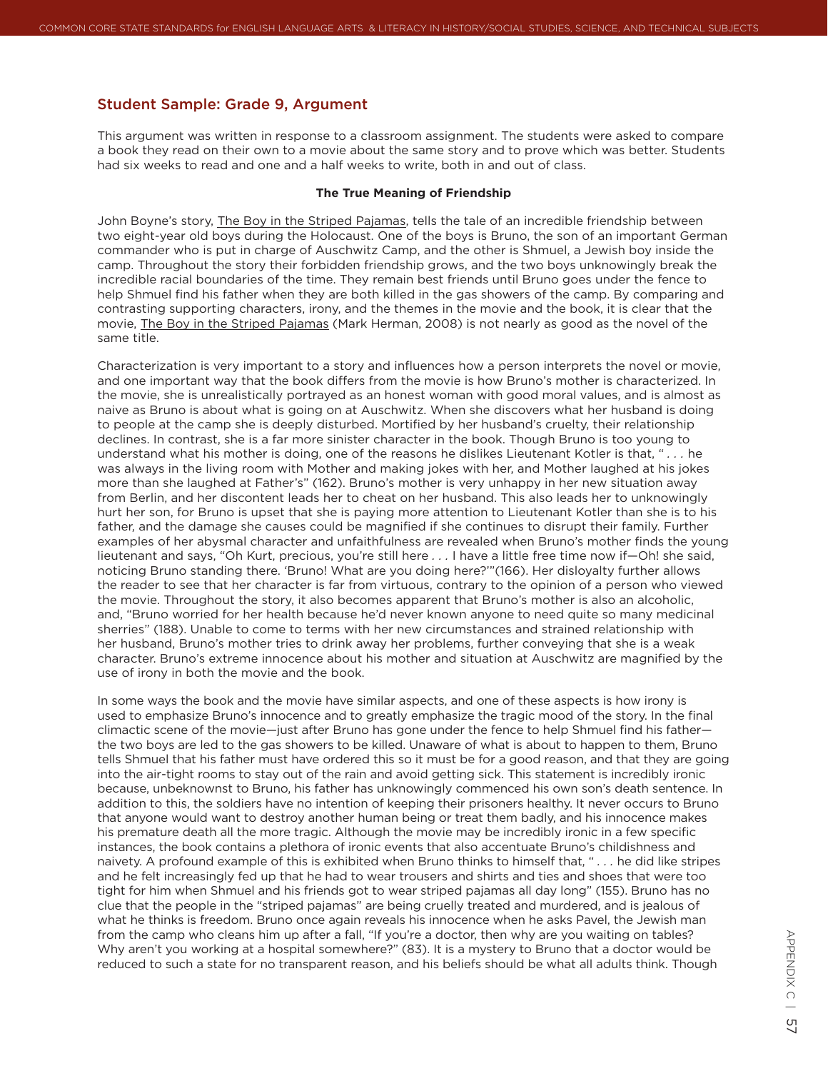## Student Sample: Grade 9, Argument

This argument was written in response to a classroom assignment. The students were asked to compare a book they read on their own to a movie about the same story and to prove which was better. Students had six weeks to read and one and a half weeks to write, both in and out of class.

**The True Meaning of Friendship**

John Boyne's story, The Boy in the Striped Pajamas, tells the tale of an incredible friendship between two eight-year old boys during the Holocaust. One of the boys is Bruno, the son of an important German commander who is put in charge of Auschwitz Camp, and the other is Shmuel, a Jewish boy inside the camp. Throughout the story their forbidden friendship grows, and the two boys unknowingly break the incredible racial boundaries of the time. They remain best friends until Bruno goes under the fence to help Shmuel find his father when they are both killed in the gas showers of the camp. By comparing and contrasting supporting characters, irony, and the themes in the movie and the book, it is clear that the movie, The Boy in the Striped Pajamas (Mark Herman, 2008) is not nearly as good as the novel of the same title.

Characterization is very important to a story and influences how a person interprets the novel or movie, and one important way that the book differs from the movie is how Bruno's mother is characterized. In the movie, she is unrealistically portrayed as an honest woman with good moral values, and is almost as naive as Bruno is about what is going on at Auschwitz. When she discovers what her husband is doing to people at the camp she is deeply disturbed. Mortified by her husband's cruelty, their relationship declines. In contrast, she is a far more sinister character in the book. Though Bruno is too young to understand what his mother is doing, one of the reasons he dislikes Lieutenant Kotler is that, " . . . he was always in the living room with Mother and making jokes with her, and Mother laughed at his jokes more than she laughed at Father's" (162). Bruno's mother is very unhappy in her new situation away from Berlin, and her discontent leads her to cheat on her husband. This also leads her to unknowingly hurt her son, for Bruno is upset that she is paying more attention to Lieutenant Kotler than she is to his father, and the damage she causes could be magnified if she continues to disrupt their family. Further examples of her abysmal character and unfaithfulness are revealed when Bruno's mother finds the young lieutenant and says, "Oh Kurt, precious, you're still here . . . I have a little free time now if—Oh! she said, noticing Bruno standing there. 'Bruno! What are you doing here?'"(166). Her disloyalty further allows the reader to see that her character is far from virtuous, contrary to the opinion of a person who viewed the movie. Throughout the story, it also becomes apparent that Bruno's mother is also an alcoholic, and, "Bruno worried for her health because he'd never known anyone to need quite so many medicinal sherries" (188). Unable to come to terms with her new circumstances and strained relationship with her husband, Bruno's mother tries to drink away her problems, further conveying that she is a weak character. Bruno's extreme innocence about his mother and situation at Auschwitz are magnified by the use of irony in both the movie and the book.

In some ways the book and the movie have similar aspects, and one of these aspects is how irony is used to emphasize Bruno's innocence and to greatly emphasize the tragic mood of the story. In the final climactic scene of the movie—just after Bruno has gone under the fence to help Shmuel find his father—the two boys are led to the gas showers to be killed. Unaware of what is about to happen to them, Bruno tells Shmuel that his father must have ordered this so it must be for a good reason, and that they are going into the air-tight rooms to stay out of the rain and avoid getting sick. This statement is incredibly ironic because, unbeknownst to Bruno, his father has unknowingly commenced his own son's death sentence. In addition to this, the soldiers have no intention of keeping their prisoners healthy. It never occurs to Bruno that anyone would want to destroy another human being or treat them badly, and his innocence makes his premature death all the more tragic. Although the movie may be incredibly ironic in a few specific instances, the book contains a plethora of ironic events that also accentuate Bruno's childishness and naivety. A profound example of this is exhibited when Bruno thinks to himself that, " . . . he did like stripes and he felt increasingly fed up that he had to wear trousers and shirts and ties and shoes that were too tight for him when Shmuel and his friends got to wear striped pajamas all day long" (155). Bruno has no clue that the people in the "striped pajamas" are being cruelly treated and murdered, and is jealous of what he thinks is freedom. Bruno once again reveals his innocence when he asks Pavel, the Jewish man from the camp who cleans him up after a fall, "If you're a doctor, then why are you waiting on tables? Why aren't you working at a hospital somewhere?" (83). It is a mystery to Bruno that a doctor would be reduced to such a state for no transparent reason, and his beliefs should be what all adults think. Though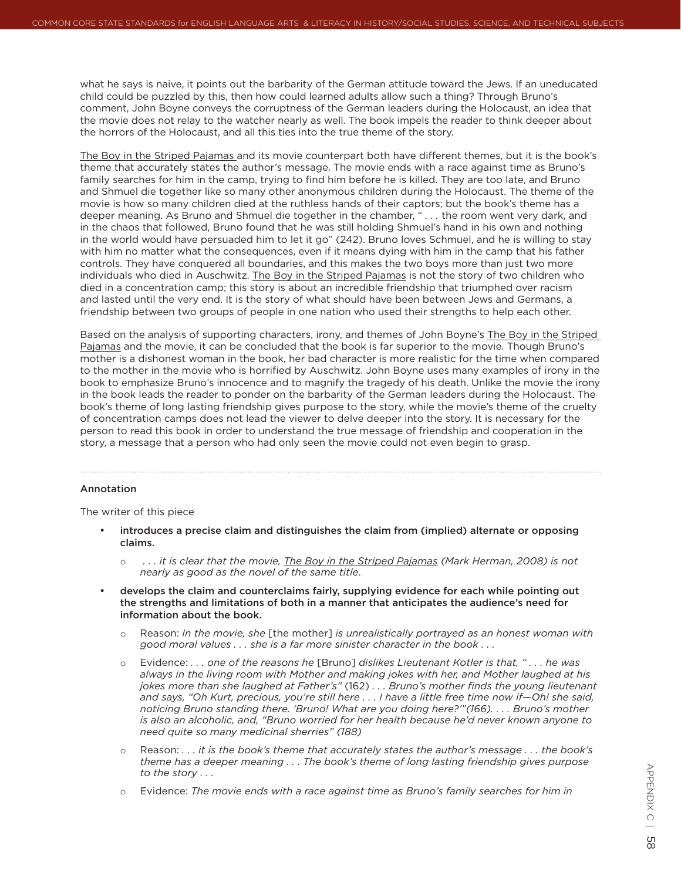what he says is naive, it points out the barbarity of the German attitude toward the Jews. If an uneducated child could be puzzled by this, then how could learned adults allow such a thing? Through Bruno's comment, John Boyne conveys the corruptness of the German leaders during the Holocaust, an idea that the movie does not relay to the watcher nearly as well. The book impels the reader to think deeper about the horrors of the Holocaust, and all this ties into the true theme of the story.

The Boy in the Striped Pajamas and its movie counterpart both have different themes, but it is the book's theme that accurately states the author's message. The movie ends with a race against time as Bruno's family searches for him in the camp, trying to find him before he is killed. They are too late, and Bruno and Shmuel die together like so many other anonymous children during the Holocaust. The theme of the movie is how so many children died at the ruthless hands of their captors; but the book's theme has a deeper meaning. As Bruno and Shmuel die together in the chamber, " . . . the room went very dark, and in the chaos that followed, Bruno found that he was still holding Shmuel's hand in his own and nothing in the world would have persuaded him to let it go" (242). Bruno loves Schmuel, and he is willing to stay with him no matter what the consequences, even if it means dying with him in the camp that his father controls. They have conquered all boundaries, and this makes the two boys more than just two more individuals who died in Auschwitz. The Boy in the Striped Pajamas is not the story of two children who died in a concentration camp; this story is about an incredible friendship that triumphed over racism and lasted until the very end. It is the story of what should have been between Jews and Germans, a friendship between two groups of people in one nation who used their strengths to help each other.

Based on the analysis of supporting characters, irony, and themes of John Boyne's The Boy in the Striped Pajamas and the movie, it can be concluded that the book is far superior to the movie. Though Bruno's mother is a dishonest woman in the book, her bad character is more realistic for the time when compared to the mother in the movie who is horrified by Auschwitz. John Boyne uses many examples of irony in the book to emphasize Bruno's innocence and to magnify the tragedy of his death. Unlike the movie the irony in the book leads the reader to ponder on the barbarity of the German leaders during the Holocaust. The book's theme of long lasting friendship gives purpose to the story, while the movie's theme of the cruelty of concentration camps does not lead the viewer to delve deeper into the story. It is necessary for the person to read this book in order to understand the true message of friendship and cooperation in the story, a message that a person who had only seen the movie could not even begin to grasp.

---

**Annotation**

The writer of this piece

- **introduces a precise claim and distinguishes the claim from (implied) alternate or opposing claims.**
  - *. . . it is clear that the movie, The Boy in the Striped Pajamas (Mark Herman, 2008) is not nearly as good as the novel of the same title.*
- **develops the claim and counterclaims fairly, supplying evidence for each while pointing out the strengths and limitations of both in a manner that anticipates the audience's need for information about the book.**
  - Reason: *In the movie, she* [the mother] *is unrealistically portrayed as an honest woman with good moral values . . . she is a far more sinister character in the book . . .*
  - Evidence: *. . . one of the reasons he* [Bruno] *dislikes Lieutenant Kotler is that, " . . . he was always in the living room with Mother and making jokes with her, and Mother laughed at his jokes more than she laughed at Father's"* (162) *. . . Bruno's mother finds the young lieutenant and says, "Oh Kurt, precious, you're still here . . . I have a little free time now if—Oh! she said, noticing Bruno standing there. 'Bruno! What are you doing here?'"(166). . . . Bruno's mother is also an alcoholic, and, "Bruno worried for her health because he'd never known anyone to need quite so many medicinal sherries" (188)*
  - Reason: *. . . it is the book's theme that accurately states the author's message . . . the book's theme has a deeper meaning . . . The book's theme of long lasting friendship gives purpose to the story . . .*
  - Evidence: *The movie ends with a race against time as Bruno's family searches for him in*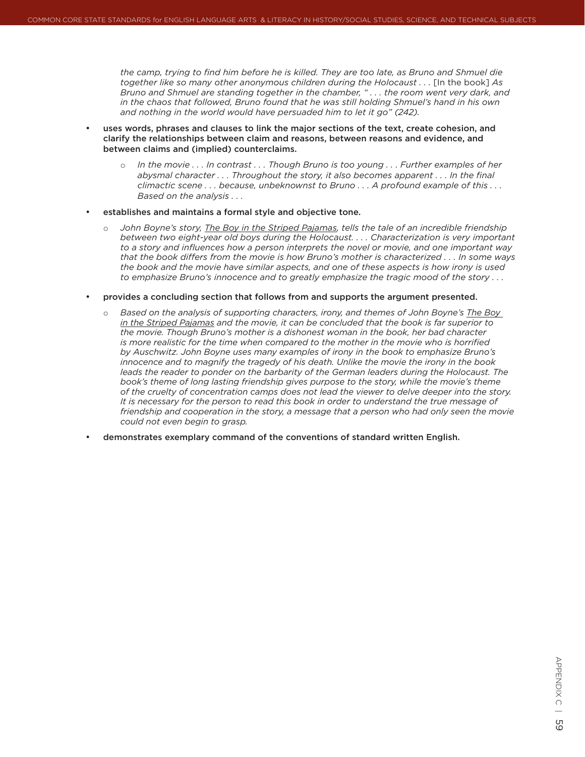*the camp, trying to find him before he is killed. They are too late, as Bruno and Shmuel die together like so many other anonymous children during the Holocaust . . .* [In the book] *As Bruno and Shmuel are standing together in the chamber, " . . . the room went very dark, and in the chaos that followed, Bruno found that he was still holding Shmuel's hand in his own and nothing in the world would have persuaded him to let it go" (242).*

- uses words, phrases and clauses to link the major sections of the text, create cohesion, and clarify the relationships between claim and reasons, between reasons and evidence, and between claims and (implied) counterclaims.
    - *In the movie . . . In contrast . . . Though Bruno is too young . . . Further examples of her abysmal character . . . Throughout the story, it also becomes apparent . . . In the final climactic scene . . . because, unbeknownst to Bruno . . . A profound example of this . . . Based on the analysis . . .*
- establishes and maintains a formal style and objective tone.
    - *John Boyne's story, The Boy in the Striped Pajamas, tells the tale of an incredible friendship between two eight-year old boys during the Holocaust. . . . Characterization is very important to a story and influences how a person interprets the novel or movie, and one important way that the book differs from the movie is how Bruno's mother is characterized . . . In some ways the book and the movie have similar aspects, and one of these aspects is how irony is used to emphasize Bruno's innocence and to greatly emphasize the tragic mood of the story . . .*
- provides a concluding section that follows from and supports the argument presented.
    - *Based on the analysis of supporting characters, irony, and themes of John Boyne's The Boy in the Striped Pajamas and the movie, it can be concluded that the book is far superior to the movie. Though Bruno's mother is a dishonest woman in the book, her bad character is more realistic for the time when compared to the mother in the movie who is horrified by Auschwitz. John Boyne uses many examples of irony in the book to emphasize Bruno's innocence and to magnify the tragedy of his death. Unlike the movie the irony in the book leads the reader to ponder on the barbarity of the German leaders during the Holocaust. The book's theme of long lasting friendship gives purpose to the story, while the movie's theme of the cruelty of concentration camps does not lead the viewer to delve deeper into the story. It is necessary for the person to read this book in order to understand the true message of friendship and cooperation in the story, a message that a person who had only seen the movie could not even begin to grasp.*
- demonstrates exemplary command of the conventions of standard written English.